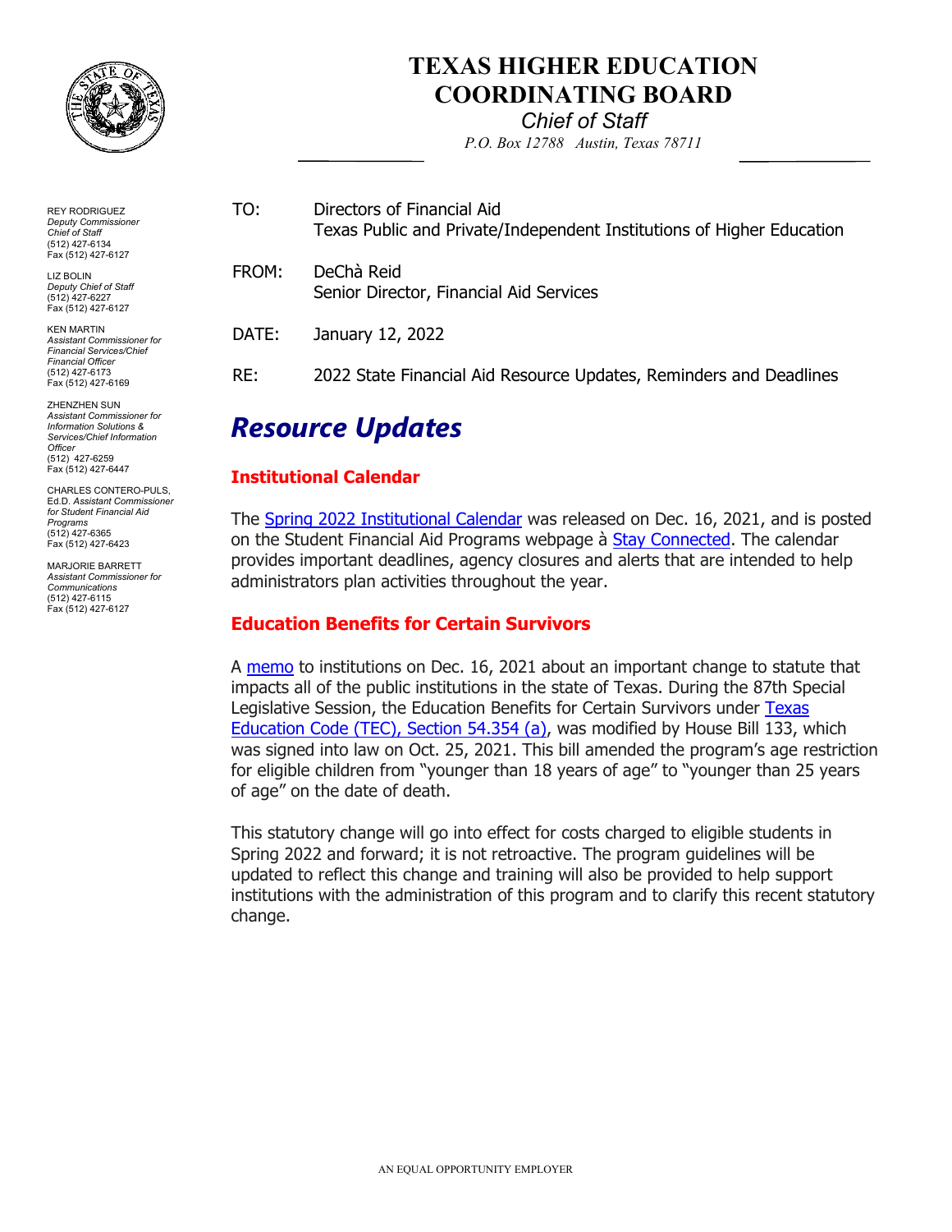# TEXAS HIGHER EDUCATION COORDINATING BOARD

*Chief of Staff*

*P.O. Box 12788 Austin, Texas 78711*

REY RODRIGUEZ
*Deputy Commissioner Chief of Staff*
(512) 427-6134
Fax (512) 427-6127

LIZ BOLIN
*Deputy Chief of Staff*
(512) 427-6227
Fax (512) 427-6127

KEN MARTIN
*Assistant Commissioner for Financial Services/Chief Financial Officer*
(512) 427-6173
Fax (512) 427-6169

ZHENZHEN SUN
*Assistant Commissioner for Information Solutions & Services/Chief Information Officer*
(512) 427-6259
Fax (512) 427-6447

CHARLES CONTERO-PULS, Ed.D. *Assistant Commissioner for Student Financial Aid Programs*
(512) 427-6365
Fax (512) 427-6423

MARJORIE BARRETT
*Assistant Commissioner for Communications*
(512) 427-6115
Fax (512) 427-6127

TO: Directors of Financial Aid
Texas Public and Private/Independent Institutions of Higher Education

FROM: DeChà Reid
Senior Director, Financial Aid Services

DATE: January 12, 2022

RE: 2022 State Financial Aid Resource Updates, Reminders and Deadlines

## *Resource Updates*

### Institutional Calendar

The Spring 2022 Institutional Calendar was released on Dec. 16, 2021, and is posted on the Student Financial Aid Programs webpage à Stay Connected. The calendar provides important deadlines, agency closures and alerts that are intended to help administrators plan activities throughout the year.

### Education Benefits for Certain Survivors

A memo to institutions on Dec. 16, 2021 about an important change to statute that impacts all of the public institutions in the state of Texas. During the 87th Special Legislative Session, the Education Benefits for Certain Survivors under Texas Education Code (TEC), Section 54.354 (a), was modified by House Bill 133, which was signed into law on Oct. 25, 2021. This bill amended the program's age restriction for eligible children from "younger than 18 years of age" to "younger than 25 years of age" on the date of death.

This statutory change will go into effect for costs charged to eligible students in Spring 2022 and forward; it is not retroactive. The program guidelines will be updated to reflect this change and training will also be provided to help support institutions with the administration of this program and to clarify this recent statutory change.

AN EQUAL OPPORTUNITY EMPLOYER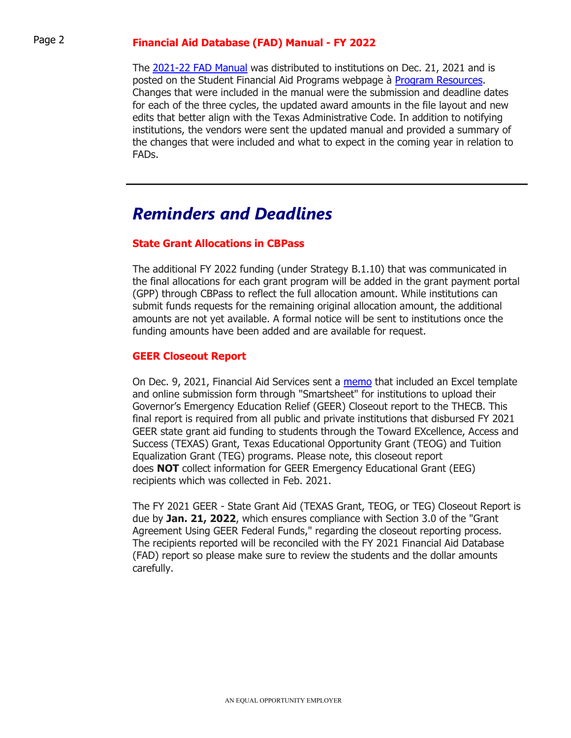## Financial Aid Database (FAD) Manual - FY 2022

The 2021-22 FAD Manual was distributed to institutions on Dec. 21, 2021 and is posted on the Student Financial Aid Programs webpage à Program Resources. Changes that were included in the manual were the submission and deadline dates for each of the three cycles, the updated award amounts in the file layout and new edits that better align with the Texas Administrative Code. In addition to notifying institutions, the vendors were sent the updated manual and provided a summary of the changes that were included and what to expect in the coming year in relation to FADs.

---

# *Reminders and Deadlines*

## State Grant Allocations in CBPass

The additional FY 2022 funding (under Strategy B.1.10) that was communicated in the final allocations for each grant program will be added in the grant payment portal (GPP) through CBPass to reflect the full allocation amount. While institutions can submit funds requests for the remaining original allocation amount, the additional amounts are not yet available. A formal notice will be sent to institutions once the funding amounts have been added and are available for request.

## GEER Closeout Report

On Dec. 9, 2021, Financial Aid Services sent a memo that included an Excel template and online submission form through "Smartsheet" for institutions to upload their Governor's Emergency Education Relief (GEER) Closeout report to the THECB. This final report is required from all public and private institutions that disbursed FY 2021 GEER state grant aid funding to students through the Toward EXcellence, Access and Success (TEXAS) Grant, Texas Educational Opportunity Grant (TEOG) and Tuition Equalization Grant (TEG) programs. Please note, this closeout report does **NOT** collect information for GEER Emergency Educational Grant (EEG) recipients which was collected in Feb. 2021.

The FY 2021 GEER - State Grant Aid (TEXAS Grant, TEOG, or TEG) Closeout Report is due by **Jan. 21, 2022**, which ensures compliance with Section 3.0 of the "Grant Agreement Using GEER Federal Funds," regarding the closeout reporting process. The recipients reported will be reconciled with the FY 2021 Financial Aid Database (FAD) report so please make sure to review the students and the dollar amounts carefully.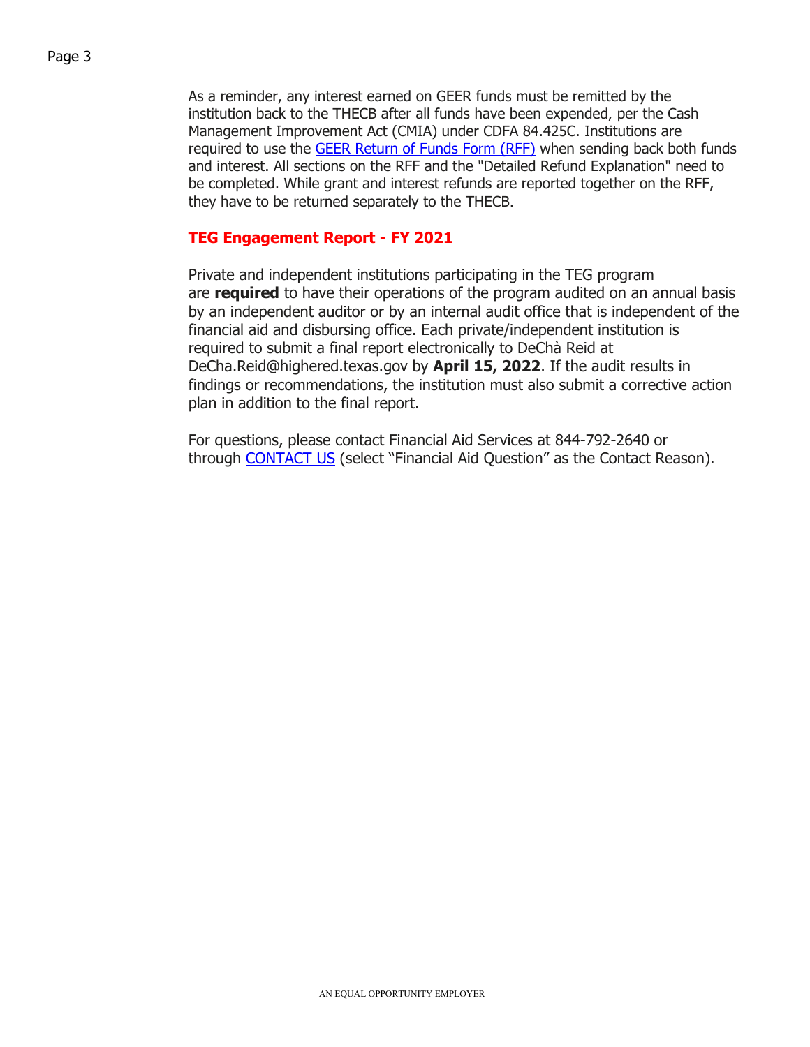As a reminder, any interest earned on GEER funds must be remitted by the institution back to the THECB after all funds have been expended, per the Cash Management Improvement Act (CMIA) under CDFA 84.425C. Institutions are required to use the GEER Return of Funds Form (RFF) when sending back both funds and interest. All sections on the RFF and the "Detailed Refund Explanation" need to be completed. While grant and interest refunds are reported together on the RFF, they have to be returned separately to the THECB.

## TEG Engagement Report - FY 2021

Private and independent institutions participating in the TEG program are **required** to have their operations of the program audited on an annual basis by an independent auditor or by an internal audit office that is independent of the financial aid and disbursing office. Each private/independent institution is required to submit a final report electronically to DeChà Reid at DeCha.Reid@highered.texas.gov by **April 15, 2022**. If the audit results in findings or recommendations, the institution must also submit a corrective action plan in addition to the final report.

For questions, please contact Financial Aid Services at 844-792-2640 or through CONTACT US (select "Financial Aid Question" as the Contact Reason).

AN EQUAL OPPORTUNITY EMPLOYER